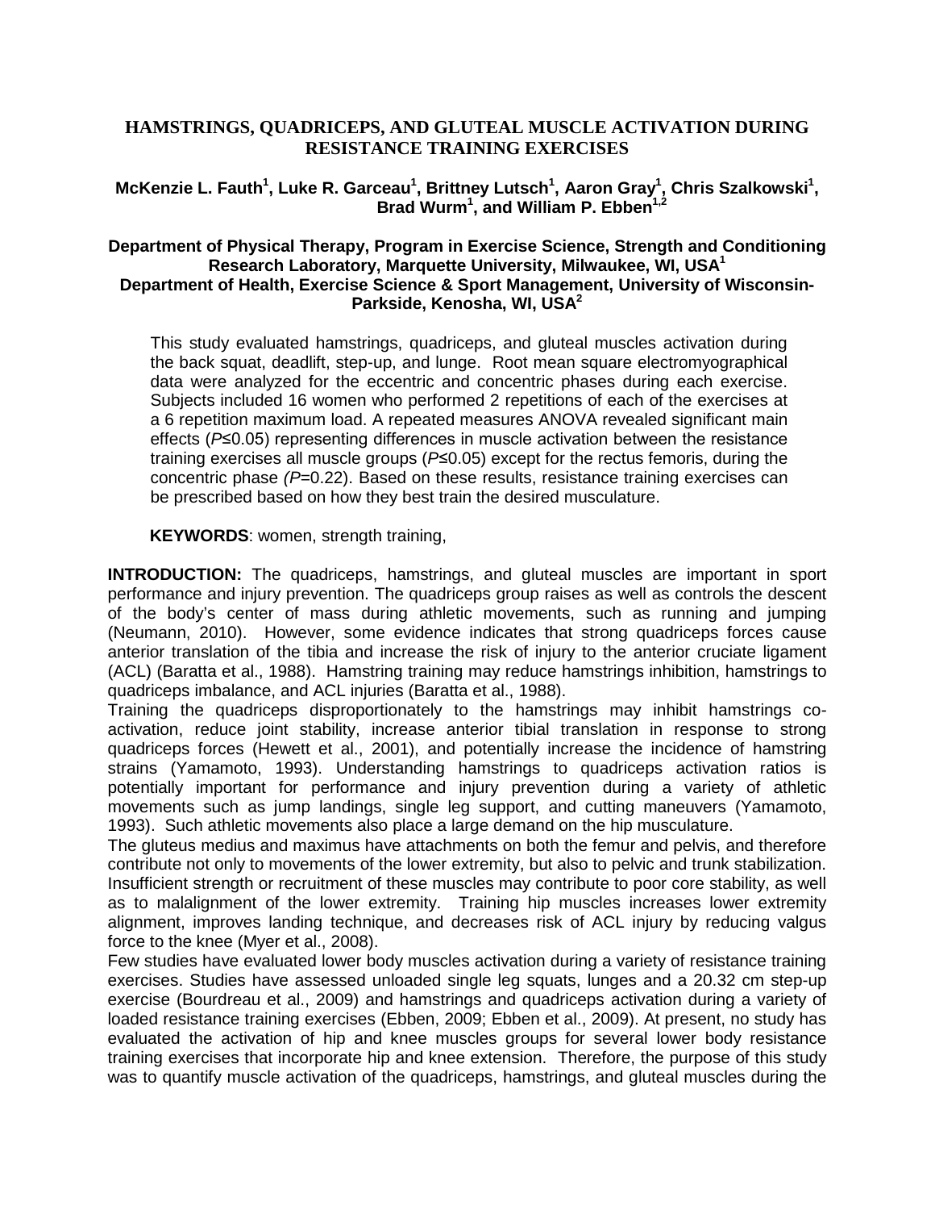# HAMSTRINGS, QUADRICEPS, AND GLUTEAL MUSCLE ACTIVATION DURING RESISTANCE TRAINING EXERCISES

**McKenzie L. Fauth[1], Luke R. Garceau[1], Brittney Lutsch[1], Aaron Gray[1], Chris Szalkowski[1], Brad Wurm[1], and William P. Ebben[1,2]**

**Department of Physical Therapy, Program in Exercise Science, Strength and Conditioning Research Laboratory, Marquette University, Milwaukee, WI, USA[1]**
**Department of Health, Exercise Science & Sport Management, University of Wisconsin-Parkside, Kenosha, WI, USA[2]**

This study evaluated hamstrings, quadriceps, and gluteal muscles activation during the back squat, deadlift, step-up, and lunge. Root mean square electromyographical data were analyzed for the eccentric and concentric phases during each exercise. Subjects included 16 women who performed 2 repetitions of each of the exercises at a 6 repetition maximum load. A repeated measures ANOVA revealed significant main effects ($P≤0.05$) representing differences in muscle activation between the resistance training exercises all muscle groups ($P≤0.05$) except for the rectus femoris, during the concentric phase ($P=0.22$). Based on these results, resistance training exercises can be prescribed based on how they best train the desired musculature.

**KEYWORDS**: women, strength training,

**INTRODUCTION:** The quadriceps, hamstrings, and gluteal muscles are important in sport performance and injury prevention. The quadriceps group raises as well as controls the descent of the body's center of mass during athletic movements, such as running and jumping (Neumann, 2010). However, some evidence indicates that strong quadriceps forces cause anterior translation of the tibia and increase the risk of injury to the anterior cruciate ligament (ACL) (Baratta et al., 1988). Hamstring training may reduce hamstrings inhibition, hamstrings to quadriceps imbalance, and ACL injuries (Baratta et al., 1988).

Training the quadriceps disproportionately to the hamstrings may inhibit hamstrings co-activation, reduce joint stability, increase anterior tibial translation in response to strong quadriceps forces (Hewett et al., 2001), and potentially increase the incidence of hamstring strains (Yamamoto, 1993). Understanding hamstrings to quadriceps activation ratios is potentially important for performance and injury prevention during a variety of athletic movements such as jump landings, single leg support, and cutting maneuvers (Yamamoto, 1993). Such athletic movements also place a large demand on the hip musculature.

The gluteus medius and maximus have attachments on both the femur and pelvis, and therefore contribute not only to movements of the lower extremity, but also to pelvic and trunk stabilization. Insufficient strength or recruitment of these muscles may contribute to poor core stability, as well as to malalignment of the lower extremity. Training hip muscles increases lower extremity alignment, improves landing technique, and decreases risk of ACL injury by reducing valgus force to the knee (Myer et al., 2008).

Few studies have evaluated lower body muscles activation during a variety of resistance training exercises. Studies have assessed unloaded single leg squats, lunges and a 20.32 cm step-up exercise (Bourdreau et al., 2009) and hamstrings and quadriceps activation during a variety of loaded resistance training exercises (Ebben, 2009; Ebben et al., 2009). At present, no study has evaluated the activation of hip and knee muscles groups for several lower body resistance training exercises that incorporate hip and knee extension. Therefore, the purpose of this study was to quantify muscle activation of the quadriceps, hamstrings, and gluteal muscles during the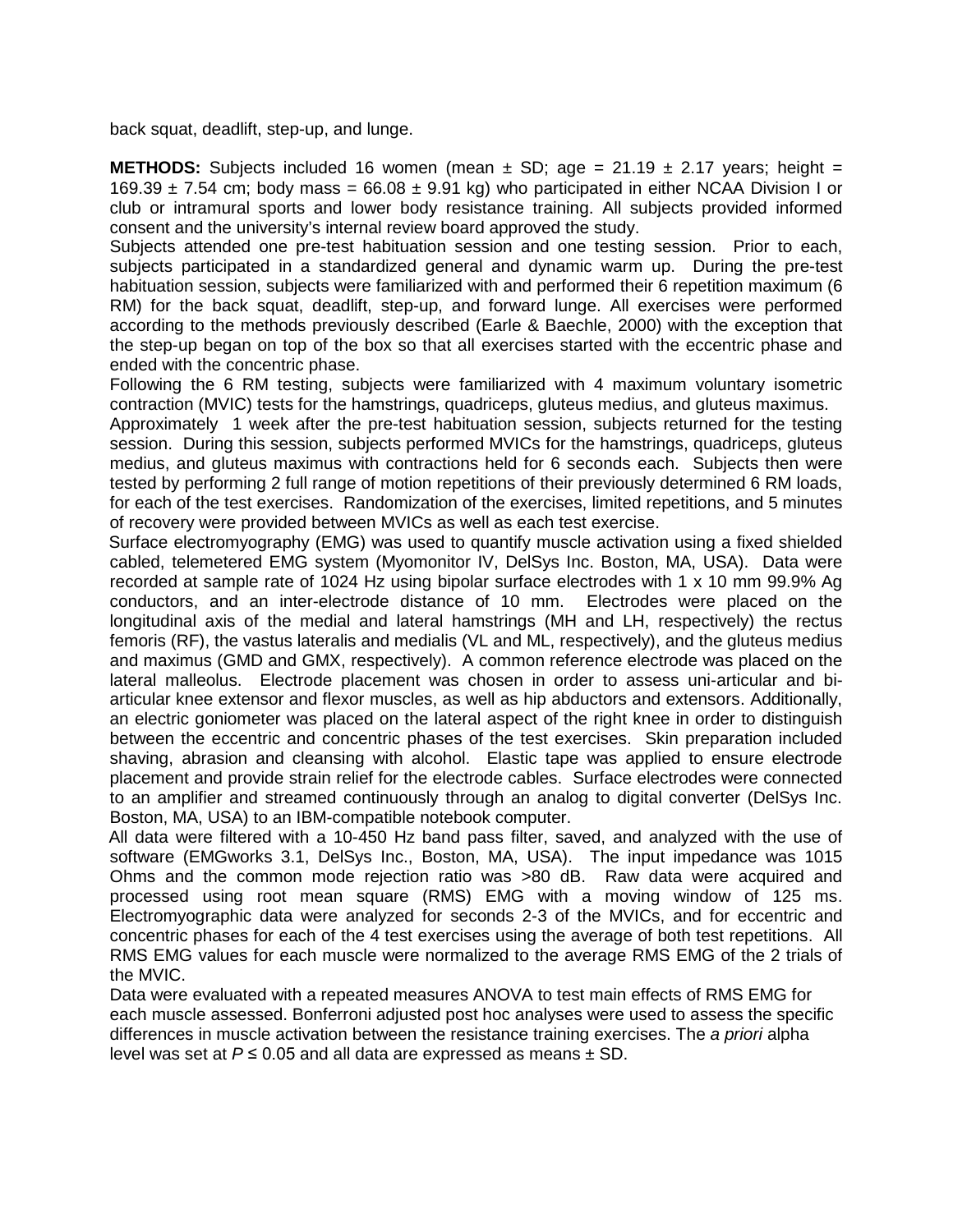back squat, deadlift, step-up, and lunge.

**METHODS:** Subjects included 16 women (mean ± SD; age = 21.19 ± 2.17 years; height = 169.39 ± 7.54 cm; body mass = 66.08 ± 9.91 kg) who participated in either NCAA Division I or club or intramural sports and lower body resistance training. All subjects provided informed consent and the university's internal review board approved the study.

Subjects attended one pre-test habituation session and one testing session. Prior to each, subjects participated in a standardized general and dynamic warm up. During the pre-test habituation session, subjects were familiarized with and performed their 6 repetition maximum (6 RM) for the back squat, deadlift, step-up, and forward lunge. All exercises were performed according to the methods previously described (Earle & Baechle, 2000) with the exception that the step-up began on top of the box so that all exercises started with the eccentric phase and ended with the concentric phase.

Following the 6 RM testing, subjects were familiarized with 4 maximum voluntary isometric contraction (MVIC) tests for the hamstrings, quadriceps, gluteus medius, and gluteus maximus.

Approximately 1 week after the pre-test habituation session, subjects returned for the testing session. During this session, subjects performed MVICs for the hamstrings, quadriceps, gluteus medius, and gluteus maximus with contractions held for 6 seconds each. Subjects then were tested by performing 2 full range of motion repetitions of their previously determined 6 RM loads, for each of the test exercises. Randomization of the exercises, limited repetitions, and 5 minutes of recovery were provided between MVICs as well as each test exercise.

Surface electromyography (EMG) was used to quantify muscle activation using a fixed shielded cabled, telemetered EMG system (Myomonitor IV, DelSys Inc. Boston, MA, USA). Data were recorded at sample rate of 1024 Hz using bipolar surface electrodes with 1 x 10 mm 99.9% Ag conductors, and an inter-electrode distance of 10 mm. Electrodes were placed on the longitudinal axis of the medial and lateral hamstrings (MH and LH, respectively) the rectus femoris (RF), the vastus lateralis and medialis (VL and ML, respectively), and the gluteus medius and maximus (GMD and GMX, respectively). A common reference electrode was placed on the lateral malleolus. Electrode placement was chosen in order to assess uni-articular and bi-articular knee extensor and flexor muscles, as well as hip abductors and extensors. Additionally, an electric goniometer was placed on the lateral aspect of the right knee in order to distinguish between the eccentric and concentric phases of the test exercises. Skin preparation included shaving, abrasion and cleansing with alcohol. Elastic tape was applied to ensure electrode placement and provide strain relief for the electrode cables. Surface electrodes were connected to an amplifier and streamed continuously through an analog to digital converter (DelSys Inc. Boston, MA, USA) to an IBM-compatible notebook computer.

All data were filtered with a 10-450 Hz band pass filter, saved, and analyzed with the use of software (EMGworks 3.1, DelSys Inc., Boston, MA, USA). The input impedance was 1015 Ohms and the common mode rejection ratio was >80 dB. Raw data were acquired and processed using root mean square (RMS) EMG with a moving window of 125 ms. Electromyographic data were analyzed for seconds 2-3 of the MVICs, and for eccentric and concentric phases for each of the 4 test exercises using the average of both test repetitions. All RMS EMG values for each muscle were normalized to the average RMS EMG of the 2 trials of the MVIC.

Data were evaluated with a repeated measures ANOVA to test main effects of RMS EMG for each muscle assessed. Bonferroni adjusted post hoc analyses were used to assess the specific differences in muscle activation between the resistance training exercises. The *a priori* alpha level was set at $P \leq 0.05$ and all data are expressed as means ± SD.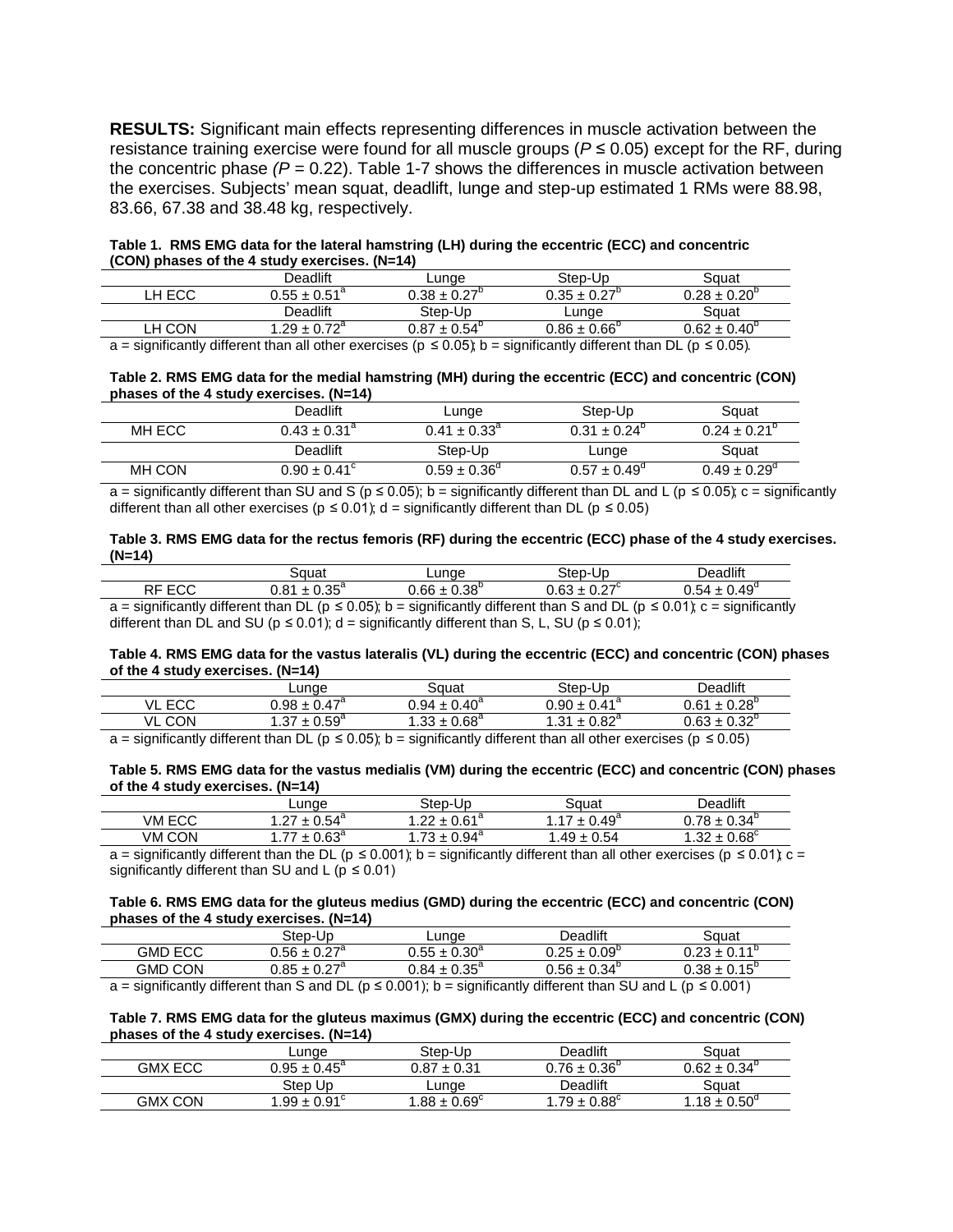**RESULTS:** Significant main effects representing differences in muscle activation between the resistance training exercise were found for all muscle groups ($P \leq 0.05$) except for the RF, during the concentric phase *($P = 0.22$)*. Table 1-7 shows the differences in muscle activation between the exercises. Subjects' mean squat, deadlift, lunge and step-up estimated 1 RMs were 88.98, 83.66, 67.38 and 38.48 kg, respectively.

**Table 1. RMS EMG data for the lateral hamstring (LH) during the eccentric (ECC) and concentric (CON) phases of the 4 study exercises. (N=14)**

| | Deadlift | Lunge | Step-Up | Squat |
|---|---|---|---|---|
| LH ECC | $0.55 \pm 0.51^a$ | $0.38 \pm 0.27^b$ | $0.35 \pm 0.27^b$ | $0.28 \pm 0.20^b$ |
| | Deadlift | Step-Up | Lunge | Squat |
| LH CON | $1.29 \pm 0.72^a$ | $0.87 \pm 0.54^b$ | $0.86 \pm 0.66^b$ | $0.62 \pm 0.40^b$ |

a = significantly different than all other exercises ($p \leq 0.05$); b = significantly different than DL ($p \leq 0.05$).

**Table 2. RMS EMG data for the medial hamstring (MH) during the eccentric (ECC) and concentric (CON) phases of the 4 study exercises. (N=14)**

| | Deadlift | Lunge | Step-Up | Squat |
|---|---|---|---|---|
| MH ECC | $0.43 \pm 0.31^a$ | $0.41 \pm 0.33^a$ | $0.31 \pm 0.24^b$ | $0.24 \pm 0.21^b$ |
| | Deadlift | Step-Up | Lunge | Squat |
| MH CON | $0.90 \pm 0.41^c$ | $0.59 \pm 0.36^d$ | $0.57 \pm 0.49^d$ | $0.49 \pm 0.29^d$ |

a = significantly different than SU and S ($p \leq 0.05$); b = significantly different than DL and L ($p \leq 0.05$); c = significantly different than all other exercises ($p \leq 0.01$); d = significantly different than DL ($p \leq 0.05$)

**Table 3. RMS EMG data for the rectus femoris (RF) during the eccentric (ECC) phase of the 4 study exercises. (N=14)**

| | Squat | Lunge | Step-Up | Deadlift |
|---|---|---|---|---|
| RF ECC | $0.81 \pm 0.35^a$ | $0.66 \pm 0.38^b$ | $0.63 \pm 0.27^c$ | $0.54 \pm 0.49^d$ |

a = significantly different than DL ($p \leq 0.05$); b = significantly different than S and DL ($p \leq 0.01$); c = significantly different than DL and SU ($p \leq 0.01$); d = significantly different than S, L, SU ($p \leq 0.01$);

**Table 4. RMS EMG data for the vastus lateralis (VL) during the eccentric (ECC) and concentric (CON) phases of the 4 study exercises. (N=14)**

| | Lunge | Squat | Step-Up | Deadlift |
|---|---|---|---|---|
| VL ECC | $0.98 \pm 0.47^a$ | $0.94 \pm 0.40^a$ | $0.90 \pm 0.41^a$ | $0.61 \pm 0.28^b$ |
| VL CON | $1.37 \pm 0.59^a$ | $1.33 \pm 0.68^a$ | $1.31 \pm 0.82^a$ | $0.63 \pm 0.32^b$ |

a = significantly different than DL ($p \leq 0.05$); b = significantly different than all other exercises ($p \leq 0.05$)

**Table 5. RMS EMG data for the vastus medialis (VM) during the eccentric (ECC) and concentric (CON) phases of the 4 study exercises. (N=14)**

| | Lunge | Step-Up | Squat | Deadlift |
|---|---|---|---|---|
| VM ECC | $1.27 \pm 0.54^a$ | $1.22 \pm 0.61^a$ | $1.17 \pm 0.49^a$ | $0.78 \pm 0.34^b$ |
| VM CON | $1.77 \pm 0.63^a$ | $1.73 \pm 0.94^a$ | $1.49 \pm 0.54$ | $1.32 \pm 0.68^c$ |

a = significantly different than the DL ($p \leq 0.001$); b = significantly different than all other exercises ($p \leq 0.01$); c = significantly different than SU and L ($p \leq 0.01$)

**Table 6. RMS EMG data for the gluteus medius (GMD) during the eccentric (ECC) and concentric (CON) phases of the 4 study exercises. (N=14)**

| | Step-Up | Lunge | Deadlift | Squat |
|---|---|---|---|---|
| GMD ECC | $0.56 \pm 0.27^a$ | $0.55 \pm 0.30^a$ | $0.25 \pm 0.09^b$ | $0.23 \pm 0.11^b$ |
| GMD CON | $0.85 \pm 0.27^a$ | $0.84 \pm 0.35^a$ | $0.56 \pm 0.34^b$ | $0.38 \pm 0.15^b$ |

a = significantly different than S and DL ($p \leq 0.001$); b = significantly different than SU and L ($p \leq 0.001$)

**Table 7. RMS EMG data for the gluteus maximus (GMX) during the eccentric (ECC) and concentric (CON) phases of the 4 study exercises. (N=14)**

| | Lunge | Step-Up | Deadlift | Squat |
|---|---|---|---|---|
| GMX ECC | $0.95 \pm 0.45^a$ | $0.87 \pm 0.31$ | $0.76 \pm 0.36^b$ | $0.62 \pm 0.34^b$ |
| | Step Up | Lunge | Deadlift | Squat |
| GMX CON | $1.99 \pm 0.91^c$ | $1.88 \pm 0.69^c$ | $1.79 \pm 0.88^c$ | $1.18 \pm 0.50^d$ |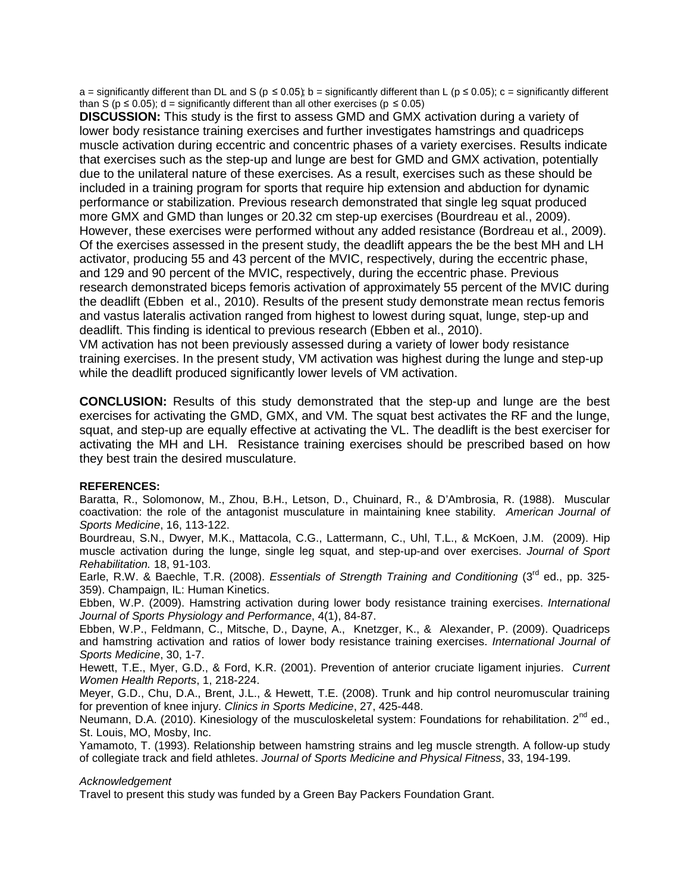a = significantly different than DL and S ($p \leq 0.05$); b = significantly different than L ($p \leq 0.05$); c = significantly different than S ($p \leq 0.05$); d = significantly different than all other exercises ($p \leq 0.05$)

**DISCUSSION:** This study is the first to assess GMD and GMX activation during a variety of lower body resistance training exercises and further investigates hamstrings and quadriceps muscle activation during eccentric and concentric phases of a variety exercises. Results indicate that exercises such as the step-up and lunge are best for GMD and GMX activation, potentially due to the unilateral nature of these exercises. As a result, exercises such as these should be included in a training program for sports that require hip extension and abduction for dynamic performance or stabilization. Previous research demonstrated that single leg squat produced more GMX and GMD than lunges or 20.32 cm step-up exercises (Bourdreau et al., 2009). However, these exercises were performed without any added resistance (Bordreau et al., 2009). Of the exercises assessed in the present study, the deadlift appears the be the best MH and LH activator, producing 55 and 43 percent of the MVIC, respectively, during the eccentric phase, and 129 and 90 percent of the MVIC, respectively, during the eccentric phase. Previous research demonstrated biceps femoris activation of approximately 55 percent of the MVIC during the deadlift (Ebben et al., 2010). Results of the present study demonstrate mean rectus femoris and vastus lateralis activation ranged from highest to lowest during squat, lunge, step-up and deadlift. This finding is identical to previous research (Ebben et al., 2010).

VM activation has not been previously assessed during a variety of lower body resistance training exercises. In the present study, VM activation was highest during the lunge and step-up while the deadlift produced significantly lower levels of VM activation.

**CONCLUSION:** Results of this study demonstrated that the step-up and lunge are the best exercises for activating the GMD, GMX, and VM. The squat best activates the RF and the lunge, squat, and step-up are equally effective at activating the VL. The deadlift is the best exerciser for activating the MH and LH. Resistance training exercises should be prescribed based on how they best train the desired musculature.

**REFERENCES:**

Baratta, R., Solomonow, M., Zhou, B.H., Letson, D., Chuinard, R., & D'Ambrosia, R. (1988). Muscular coactivation: the role of the antagonist musculature in maintaining knee stability. *American Journal of Sports Medicine*, 16, 113-122.

Bourdreau, S.N., Dwyer, M.K., Mattacola, C.G., Lattermann, C., Uhl, T.L., & McKoen, J.M. (2009). Hip muscle activation during the lunge, single leg squat, and step-up-and over exercises. *Journal of Sport Rehabilitation.* 18, 91-103.

Earle, R.W. & Baechle, T.R. (2008). *Essentials of Strength Training and Conditioning* (3rd ed., pp. 325-359). Champaign, IL: Human Kinetics.

Ebben, W.P. (2009). Hamstring activation during lower body resistance training exercises. *International Journal of Sports Physiology and Performance*, 4(1), 84-87.

Ebben, W.P., Feldmann, C., Mitsche, D., Dayne, A., Knetzger, K., & Alexander, P. (2009). Quadriceps and hamstring activation and ratios of lower body resistance training exercises. *International Journal of Sports Medicine*, 30, 1-7.

Hewett, T.E., Myer, G.D., & Ford, K.R. (2001). Prevention of anterior cruciate ligament injuries. *Current Women Health Reports*, 1, 218-224.

Meyer, G.D., Chu, D.A., Brent, J.L., & Hewett, T.E. (2008). Trunk and hip control neuromuscular training for prevention of knee injury. *Clinics in Sports Medicine*, 27, 425-448.

Neumann, D.A. (2010). Kinesiology of the musculoskeletal system: Foundations for rehabilitation. 2nd ed., St. Louis, MO, Mosby, Inc.

Yamamoto, T. (1993). Relationship between hamstring strains and leg muscle strength. A follow-up study of collegiate track and field athletes. *Journal of Sports Medicine and Physical Fitness*, 33, 194-199.

*Acknowledgement*

Travel to present this study was funded by a Green Bay Packers Foundation Grant.